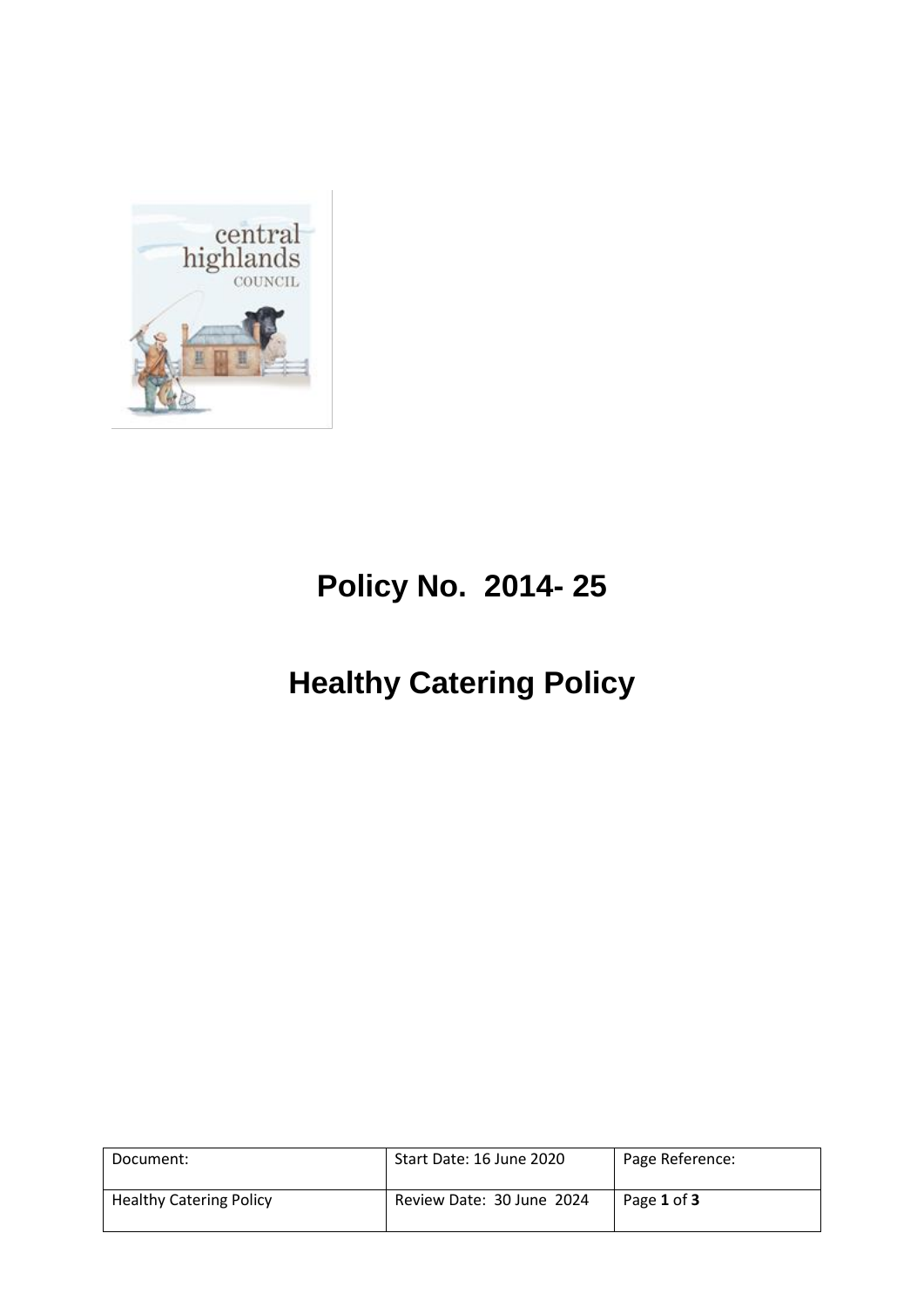# Policy No. 2014- 25

# Healthy Catering Policy

| Document: | Start Date: 16 June 2020 | Page Reference: |
|---|---|---|
| Healthy Catering Policy | Review Date: 30 June 2024 | Page **1** of **3** |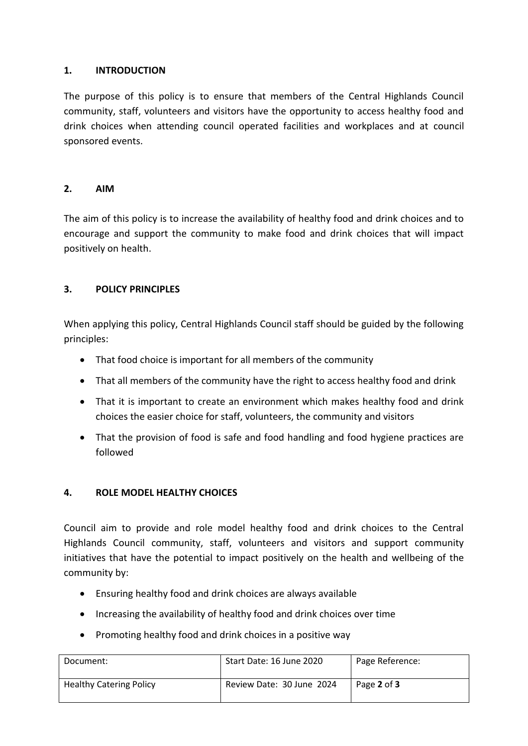## 1. INTRODUCTION

The purpose of this policy is to ensure that members of the Central Highlands Council community, staff, volunteers and visitors have the opportunity to access healthy food and drink choices when attending council operated facilities and workplaces and at council sponsored events.

## 2. AIM

The aim of this policy is to increase the availability of healthy food and drink choices and to encourage and support the community to make food and drink choices that will impact positively on health.

## 3. POLICY PRINCIPLES

When applying this policy, Central Highlands Council staff should be guided by the following principles:

- That food choice is important for all members of the community
- That all members of the community have the right to access healthy food and drink
- That it is important to create an environment which makes healthy food and drink choices the easier choice for staff, volunteers, the community and visitors
- That the provision of food is safe and food handling and food hygiene practices are followed

## 4. ROLE MODEL HEALTHY CHOICES

Council aim to provide and role model healthy food and drink choices to the Central Highlands Council community, staff, volunteers and visitors and support community initiatives that have the potential to impact positively on the health and wellbeing of the community by:

- Ensuring healthy food and drink choices are always available
- Increasing the availability of healthy food and drink choices over time
- Promoting healthy food and drink choices in a positive way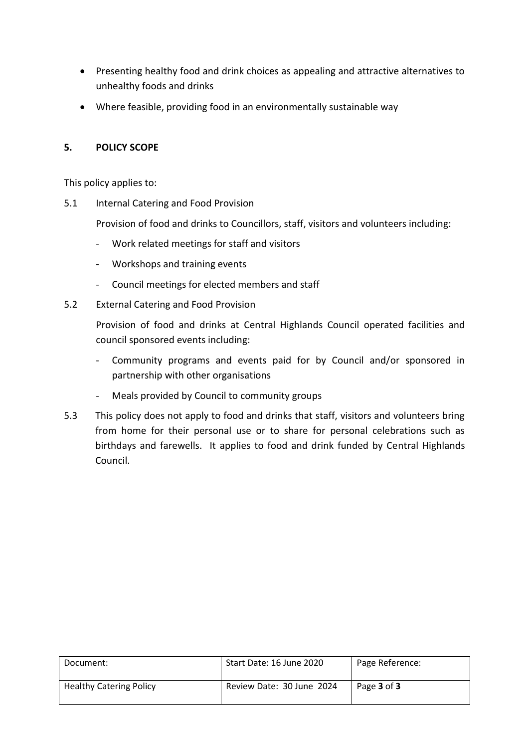- Presenting healthy food and drink choices as appealing and attractive alternatives to unhealthy foods and drinks
- Where feasible, providing food in an environmentally sustainable way

## 5. POLICY SCOPE

This policy applies to:

5.1 Internal Catering and Food Provision

Provision of food and drinks to Councillors, staff, visitors and volunteers including:

- Work related meetings for staff and visitors
- Workshops and training events
- Council meetings for elected members and staff

5.2 External Catering and Food Provision

Provision of food and drinks at Central Highlands Council operated facilities and council sponsored events including:

- Community programs and events paid for by Council and/or sponsored in partnership with other organisations
- Meals provided by Council to community groups

5.3 This policy does not apply to food and drinks that staff, visitors and volunteers bring from home for their personal use or to share for personal celebrations such as birthdays and farewells. It applies to food and drink funded by Central Highlands Council.